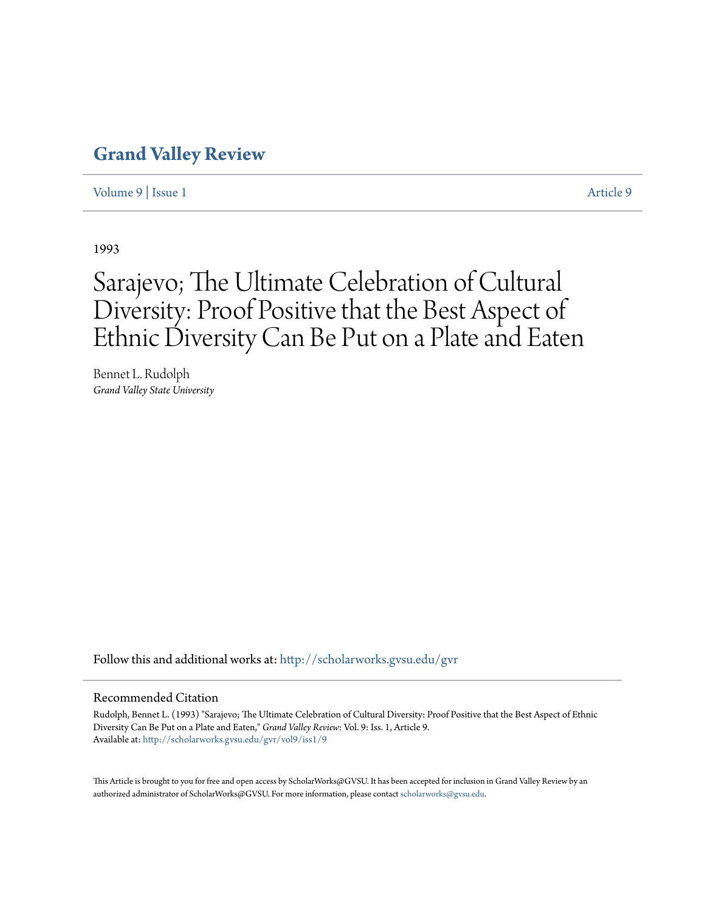# Grand Valley Review

Volume 9 | Issue 1 Article 9

1993

# Sarajevo; The Ultimate Celebration of Cultural Diversity: Proof Positive that the Best Aspect of Ethnic Diversity Can Be Put on a Plate and Eaten

Bennet L. Rudolph
*Grand Valley State University*

Follow this and additional works at: http://scholarworks.gvsu.edu/gvr

## Recommended Citation

Rudolph, Bennet L. (1993) "Sarajevo; The Ultimate Celebration of Cultural Diversity: Proof Positive that the Best Aspect of Ethnic Diversity Can Be Put on a Plate and Eaten," *Grand Valley Review*: Vol. 9: Iss. 1, Article 9.
Available at: http://scholarworks.gvsu.edu/gvr/vol9/iss1/9

This Article is brought to you for free and open access by ScholarWorks@GVSU. It has been accepted for inclusion in Grand Valley Review by an authorized administrator of ScholarWorks@GVSU. For more information, please contact scholarworks@gvsu.edu.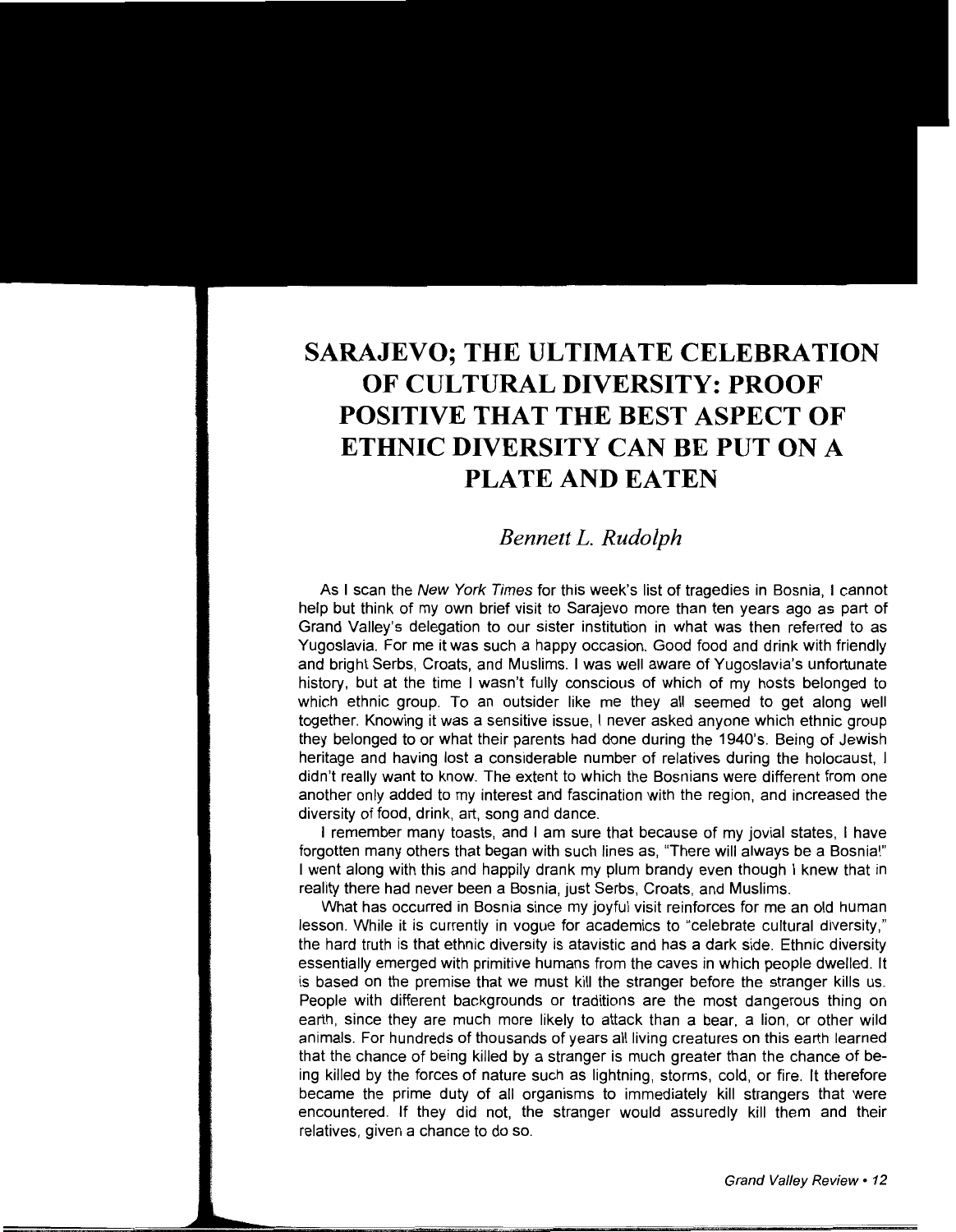# SARAJEVO; THE ULTIMATE CELEBRATION OF CULTURAL DIVERSITY: PROOF POSITIVE THAT THE BEST ASPECT OF ETHNIC DIVERSITY CAN BE PUT ON A PLATE AND EATEN

*Bennett L. Rudolph*

As I scan the *New York Times* for this week's list of tragedies in Bosnia, I cannot help but think of my own brief visit to Sarajevo more than ten years ago as part of Grand Valley's delegation to our sister institution in what was then referred to as Yugoslavia. For me it was such a happy occasion. Good food and drink with friendly and bright Serbs, Croats, and Muslims. I was well aware of Yugoslavia's unfortunate history, but at the time I wasn't fully conscious of which of my hosts belonged to which ethnic group. To an outsider like me they all seemed to get along well together. Knowing it was a sensitive issue, I never asked anyone which ethnic group they belonged to or what their parents had done during the 1940's. Being of Jewish heritage and having lost a considerable number of relatives during the holocaust, I didn't really want to know. The extent to which the Bosnians were different from one another only added to my interest and fascination with the region, and increased the diversity of food, drink, art, song and dance.

I remember many toasts, and I am sure that because of my jovial states, I have forgotten many others that began with such lines as, "There will always be a Bosnia!" I went along with this and happily drank my plum brandy even though I knew that in reality there had never been a Bosnia, just Serbs, Croats, and Muslims.

What has occurred in Bosnia since my joyful visit reinforces for me an old human lesson. While it is currently in vogue for academics to "celebrate cultural diversity," the hard truth is that ethnic diversity is atavistic and has a dark side. Ethnic diversity essentially emerged with primitive humans from the caves in which people dwelled. It is based on the premise that we must kill the stranger before the stranger kills us. People with different backgrounds or traditions are the most dangerous thing on earth, since they are much more likely to attack than a bear, a lion, or other wild animals. For hundreds of thousands of years all living creatures on this earth learned that the chance of being killed by a stranger is much greater than the chance of being killed by the forces of nature such as lightning, storms, cold, or fire. It therefore became the prime duty of all organisms to immediately kill strangers that were encountered. If they did not, the stranger would assuredly kill them and their relatives, given a chance to do so.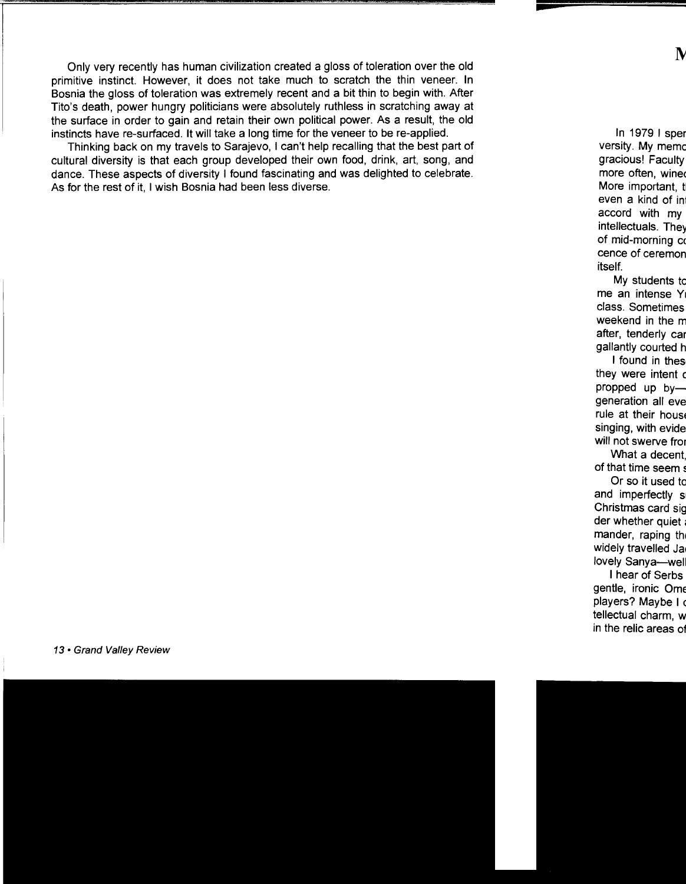Only very recently has human civilization created a gloss of toleration over the old primitive instinct. However, it does not take much to scratch the thin veneer. In Bosnia the gloss of toleration was extremely recent and a bit thin to begin with. After Tito's death, power hungry politicians were absolutely ruthless in scratching away at the surface in order to gain and retain their own political power. As a result, the old instincts have re-surfaced. It will take a long time for the veneer to be re-applied.

Thinking back on my travels to Sarajevo, I can't help recalling that the best part of cultural diversity is that each group developed their own food, drink, art, song, and dance. These aspects of diversity I found fascinating and was delighted to celebrate. As for the rest of it, I wish Bosnia had been less diverse.